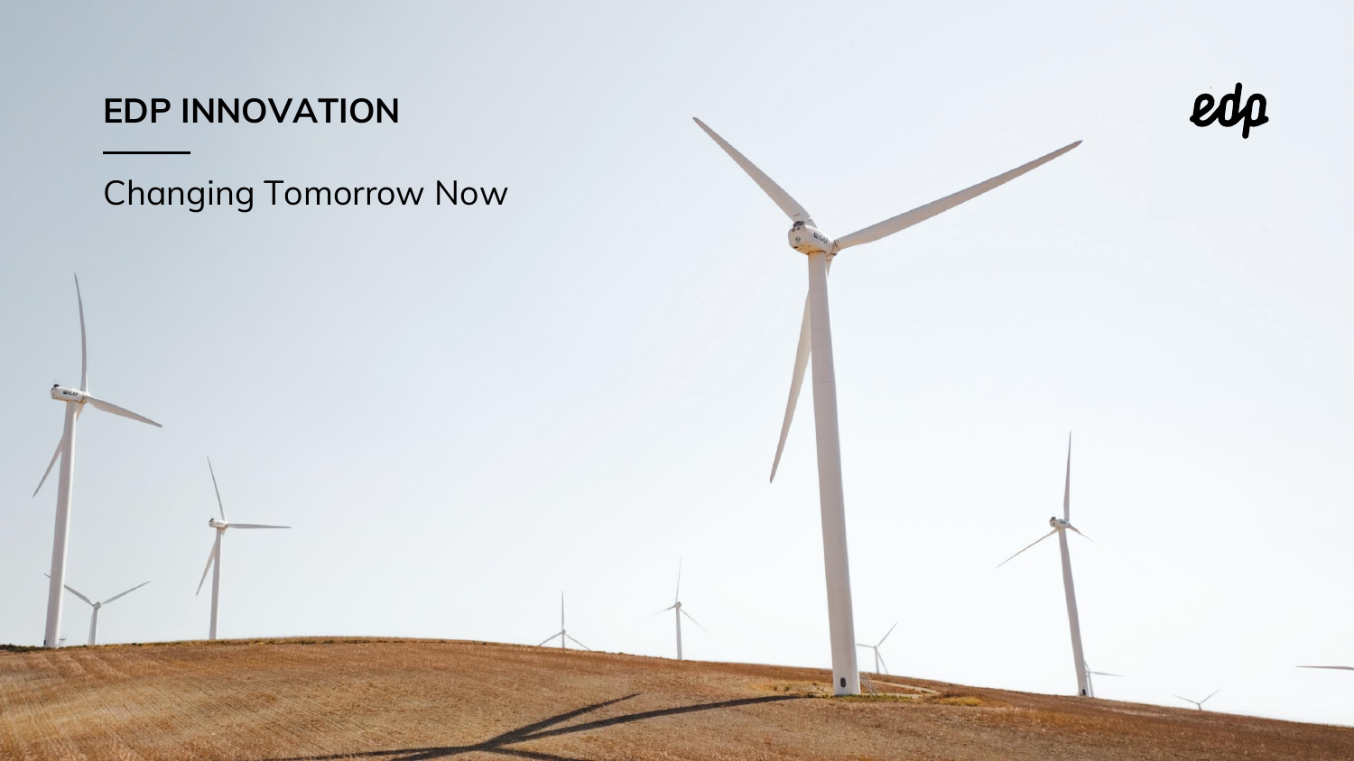# EDP INNOVATION

Changing Tomorrow Now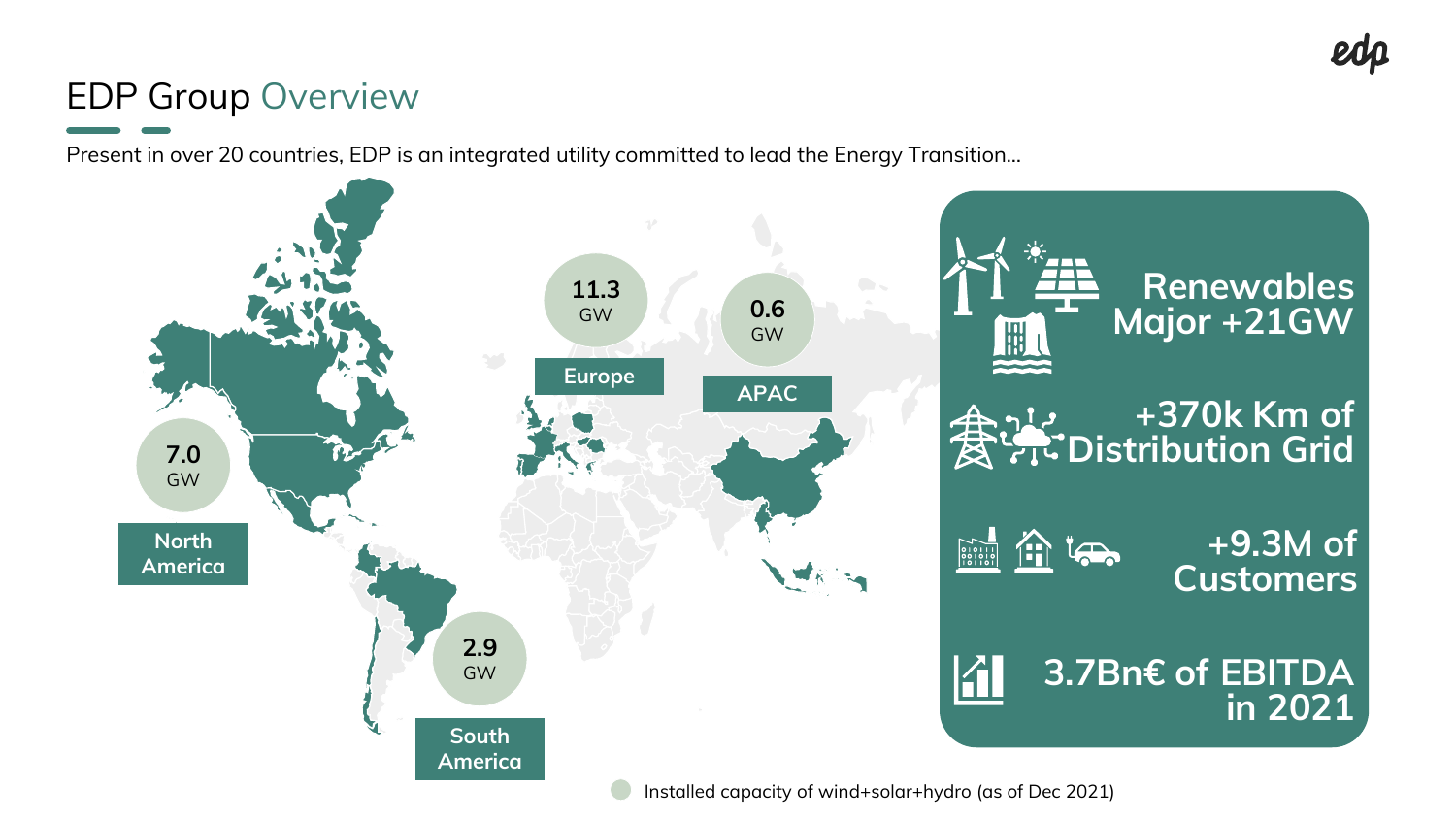# EDP Group Overview

Present in over 20 countries, EDP is an integrated utility committed to lead the Energy Transition...

**North America** – 7.0 GW

**Europe** – 11.3 GW

**APAC** – 0.6 GW

**South America** – 2.9 GW

Installed capacity of wind+solar+hydro (as of Dec 2021)

**Renewables Major +21GW**

**+370k Km of Distribution Grid**

**+9.3M of Customers**

**3.7Bn€ of EBITDA in 2021**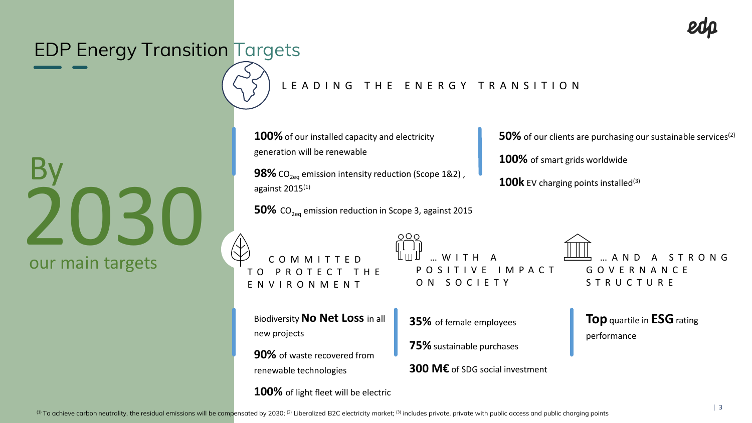# EDP Energy Transition Targets

## By 2030 our main targets

### LEADING THE ENERGY TRANSITION

**100%** of our installed capacity and electricity generation will be renewable

**98%** $CO_{2eq}$ emission intensity reduction (Scope 1&2), against 2015[1]

**50%** $CO_{2eq}$ emission reduction in Scope 3, against 2015

**50%** of our clients are purchasing our sustainable services[2]

**100%** of smart grids worldwide

**100k** EV charging points installed[3]

### COMMITTED TO PROTECT THE ENVIRONMENT

Biodiversity **No Net Loss** in all new projects

**90%** of waste recovered from renewable technologies

**100%** of light fleet will be electric

### … WITH A POSITIVE IMPACT ON SOCIETY

**35%** of female employees

**75%** sustainable purchases

**300 M€** of SDG social investment

### … AND A STRONG GOVERNANCE STRUCTURE

**Top** quartile in **ESG** rating performance

[1] To achieve carbon neutrality, the residual emissions will be compensated by 2030; [2] Liberalized B2C electricity market; [3] includes private, private with public access and public charging points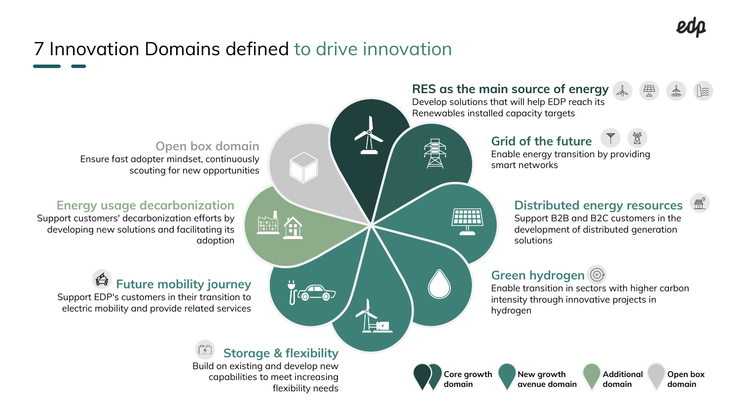# 7 Innovation Domains defined to drive innovation

## RES as the main source of energy
Develop solutions that will help EDP reach its Renewables installed capacity targets

## Grid of the future
Enable energy transition by providing smart networks

## Distributed energy resources
Support B2B and B2C customers in the development of distributed generation solutions

## Green hydrogen
Enable transition in sectors with higher carbon intensity through innovative projects in hydrogen

## Storage & flexibility
Build on existing and develop new capabilities to meet increasing flexibility needs

## Future mobility journey
Support EDP's customers in their transition to electric mobility and provide related services

## Energy usage decarbonization
Support customers' decarbonization efforts by developing new solutions and facilitating its adoption

## Open box domain
Ensure fast adopter mindset, continuously scouting for new opportunities

Legend: Core growth domain | New growth avenue domain | Additional domain | Open box domain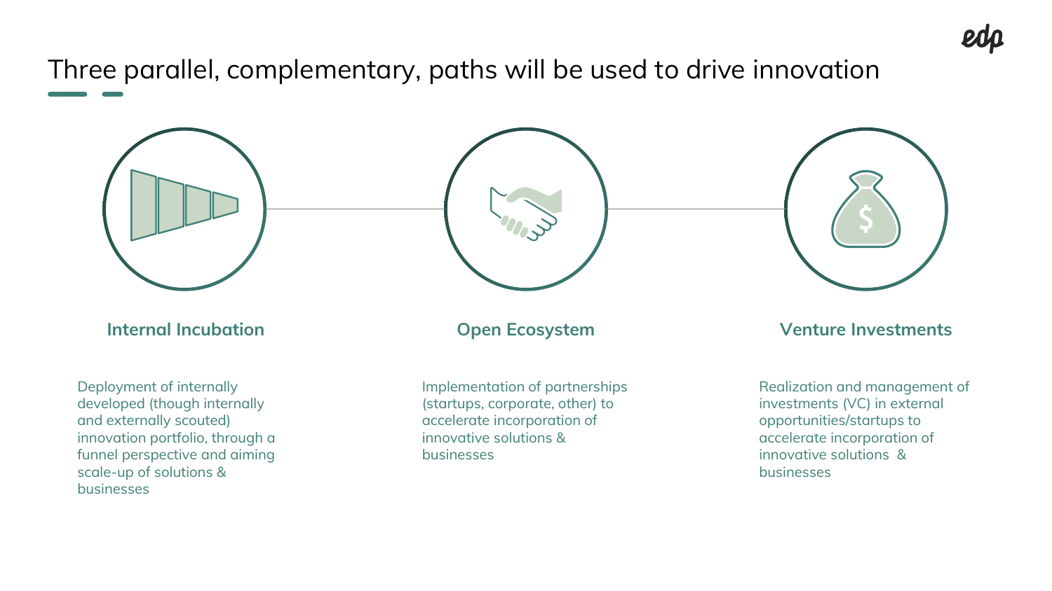# Three parallel, complementary, paths will be used to drive innovation

### Internal Incubation

Deployment of internally developed (though internally and externally scouted) innovation portfolio, through a funnel perspective and aiming scale-up of solutions & businesses

### Open Ecosystem

Implementation of partnerships (startups, corporate, other) to accelerate incorporation of innovative solutions & businesses

### Venture Investments

Realization and management of investments (VC) in external opportunities/startups to accelerate incorporation of innovative solutions & businesses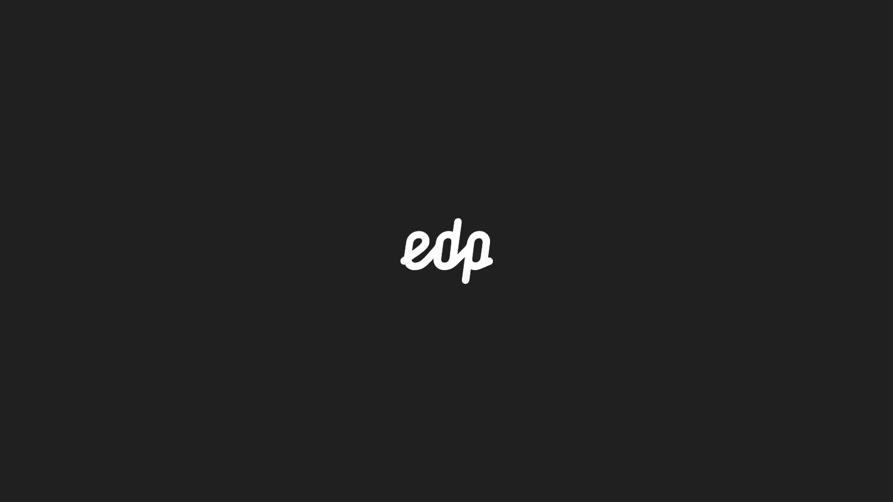edp